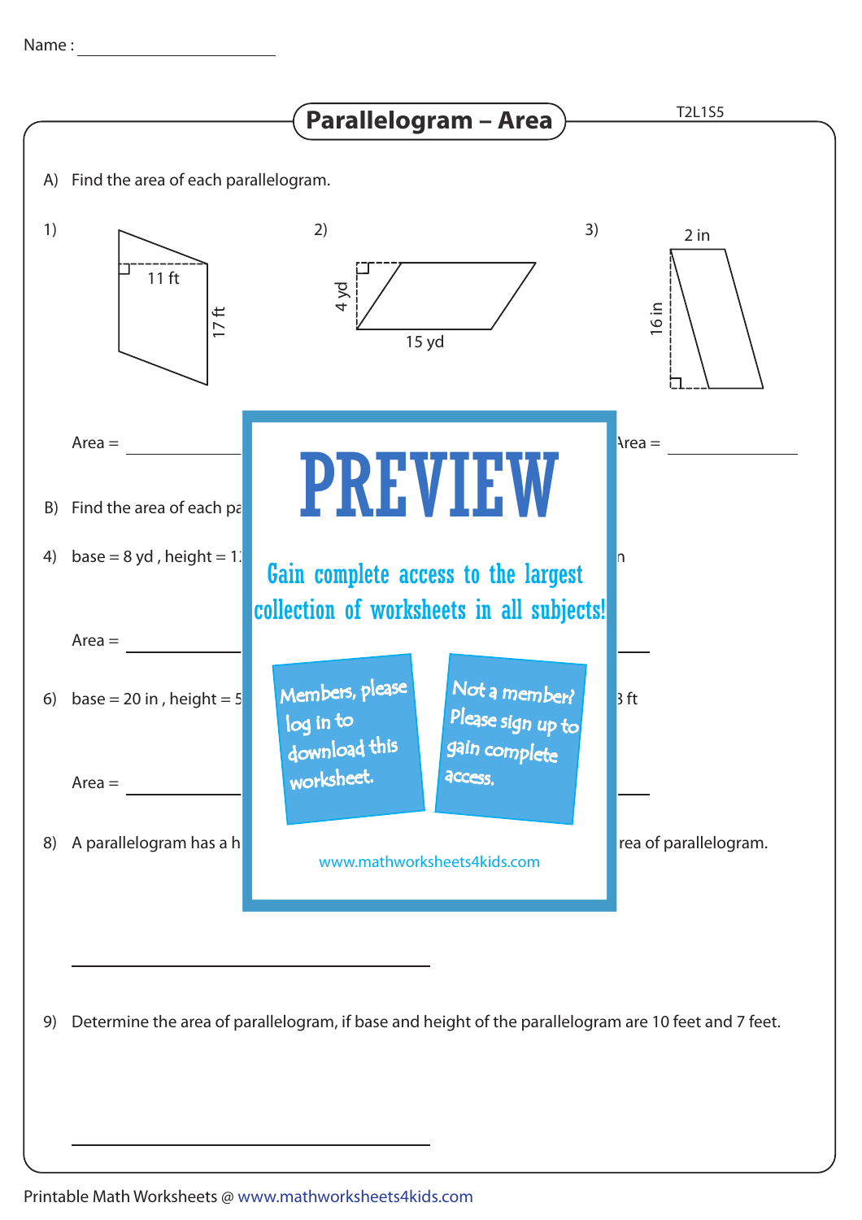Name : ____________________

# Parallelogram – Area

T2L1S5

A) Find the area of each parallelogram.

1) 11 ft, 17 ft

2) 4 yd, 15 yd

3) 2 in, 16 in

Area = ____________

Area = ____________

B) Find the area of each pa

4) base = 8 yd , height = 1

n

Area = ____________

6) base = 20 in , height = 5

3 ft

Area = ____________

8) A parallelogram has a h

rea of parallelogram.

PREVIEW

Gain complete access to the largest collection of worksheets in all subjects!

Members, please log in to download this worksheet.

Not a member? Please sign up to gain complete access.

www.mathworksheets4kids.com

____________________________

9) Determine the area of parallelogram, if base and height of the parallelogram are 10 feet and 7 feet.

____________________________

Printable Math Worksheets @ www.mathworksheets4kids.com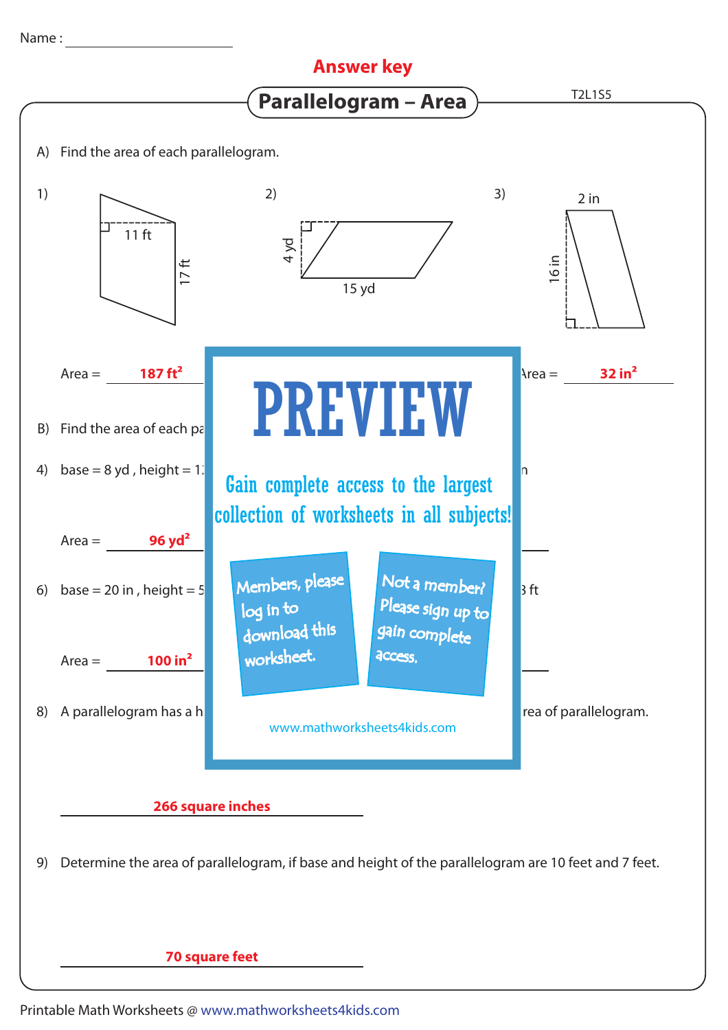Name :

**Answer key**

# Parallelogram – Area

T2L1S5

A) Find the area of each parallelogram.

1)

11 ft

17 ft

Area = **187 ft²**

2)

4 yd

15 yd

3)

2 in

16 in

Area = **32 in²**

B) Find the area of each pa

4) base = 8 yd , height = 1

Area = **96 yd²**

6) base = 20 in , height = 5

Area = **100 in²**

8) A parallelogram has a h ... rea of parallelogram.

**266 square inches**

PREVIEW

Gain complete access to the largest collection of worksheets in all subjects!

Members, please log in to download this worksheet.

Not a member? Please sign up to gain complete access.

www.mathworksheets4kids.com

9) Determine the area of parallelogram, if base and height of the parallelogram are 10 feet and 7 feet.

**70 square feet**

Printable Math Worksheets @ www.mathworksheets4kids.com